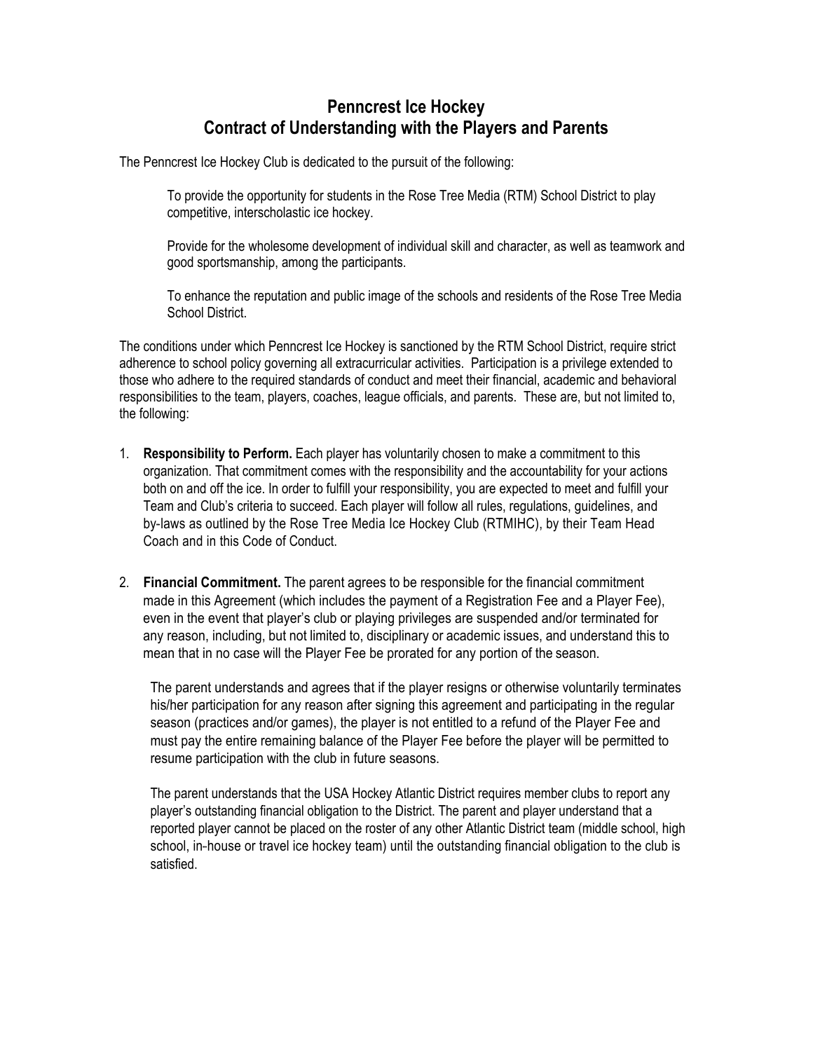# Penncrest Ice Hockey
# Contract of Understanding with the Players and Parents

The Penncrest Ice Hockey Club is dedicated to the pursuit of the following:

> To provide the opportunity for students in the Rose Tree Media (RTM) School District to play competitive, interscholastic ice hockey.
>
> Provide for the wholesome development of individual skill and character, as well as teamwork and good sportsmanship, among the participants.
>
> To enhance the reputation and public image of the schools and residents of the Rose Tree Media School District.

The conditions under which Penncrest Ice Hockey is sanctioned by the RTM School District, require strict adherence to school policy governing all extracurricular activities. Participation is a privilege extended to those who adhere to the required standards of conduct and meet their financial, academic and behavioral responsibilities to the team, players, coaches, league officials, and parents. These are, but not limited to, the following:

1. **Responsibility to Perform.** Each player has voluntarily chosen to make a commitment to this organization. That commitment comes with the responsibility and the accountability for your actions both on and off the ice. In order to fulfill your responsibility, you are expected to meet and fulfill your Team and Club's criteria to succeed. Each player will follow all rules, regulations, guidelines, and by-laws as outlined by the Rose Tree Media Ice Hockey Club (RTMIHC), by their Team Head Coach and in this Code of Conduct.

2. **Financial Commitment.** The parent agrees to be responsible for the financial commitment made in this Agreement (which includes the payment of a Registration Fee and a Player Fee), even in the event that player's club or playing privileges are suspended and/or terminated for any reason, including, but not limited to, disciplinary or academic issues, and understand this to mean that in no case will the Player Fee be prorated for any portion of the season.

   The parent understands and agrees that if the player resigns or otherwise voluntarily terminates his/her participation for any reason after signing this agreement and participating in the regular season (practices and/or games), the player is not entitled to a refund of the Player Fee and must pay the entire remaining balance of the Player Fee before the player will be permitted to resume participation with the club in future seasons.

   The parent understands that the USA Hockey Atlantic District requires member clubs to report any player's outstanding financial obligation to the District. The parent and player understand that a reported player cannot be placed on the roster of any other Atlantic District team (middle school, high school, in-house or travel ice hockey team) until the outstanding financial obligation to the club is satisfied.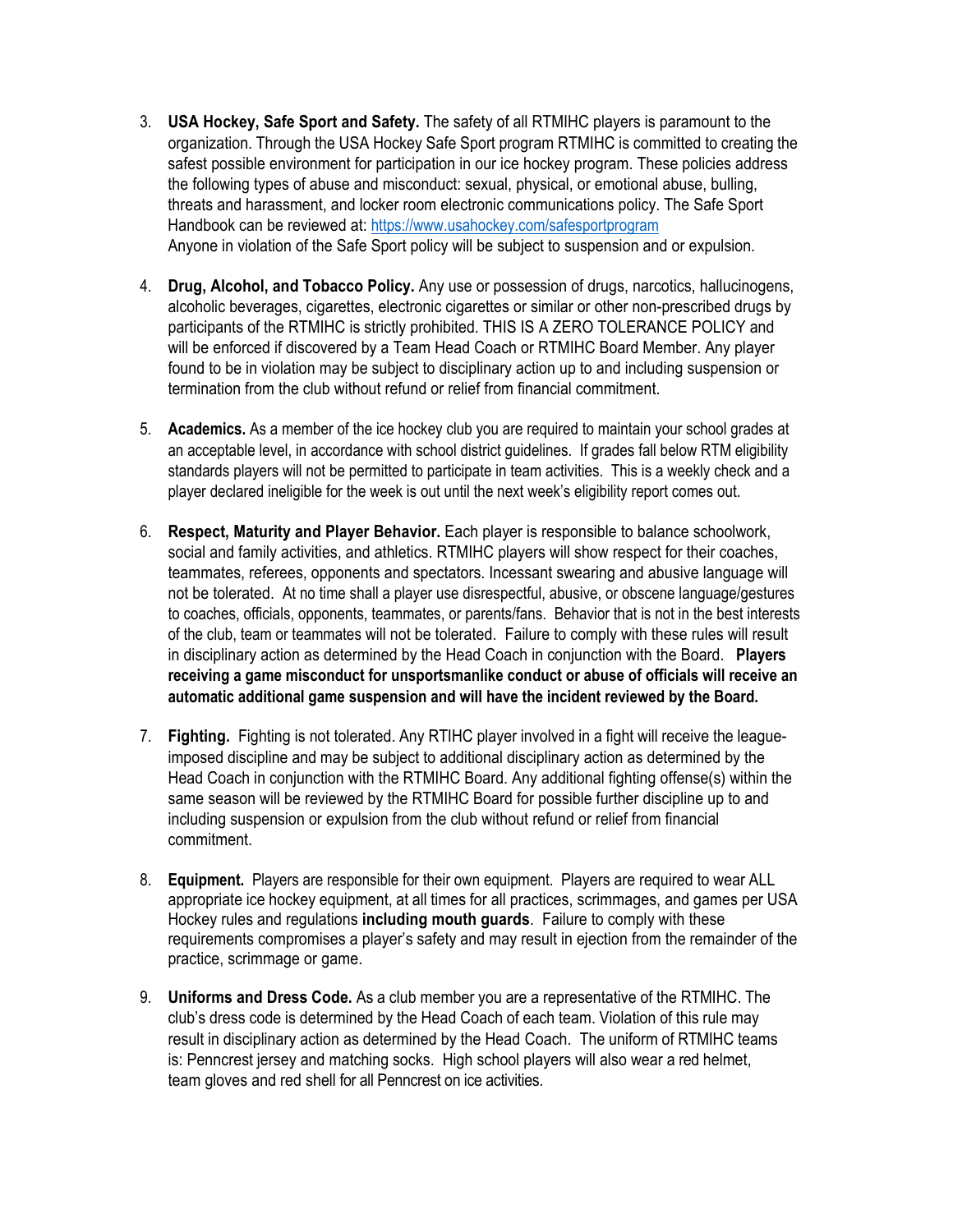3. **USA Hockey, Safe Sport and Safety.** The safety of all RTMIHC players is paramount to the organization. Through the USA Hockey Safe Sport program RTMIHC is committed to creating the safest possible environment for participation in our ice hockey program. These policies address the following types of abuse and misconduct: sexual, physical, or emotional abuse, bulling, threats and harassment, and locker room electronic communications policy. The Safe Sport Handbook can be reviewed at: https://www.usahockey.com/safesportprogram
   Anyone in violation of the Safe Sport policy will be subject to suspension and or expulsion.

4. **Drug, Alcohol, and Tobacco Policy.** Any use or possession of drugs, narcotics, hallucinogens, alcoholic beverages, cigarettes, electronic cigarettes or similar or other non-prescribed drugs by participants of the RTMIHC is strictly prohibited. THIS IS A ZERO TOLERANCE POLICY and will be enforced if discovered by a Team Head Coach or RTMIHC Board Member. Any player found to be in violation may be subject to disciplinary action up to and including suspension or termination from the club without refund or relief from financial commitment.

5. **Academics.** As a member of the ice hockey club you are required to maintain your school grades at an acceptable level, in accordance with school district guidelines. If grades fall below RTM eligibility standards players will not be permitted to participate in team activities. This is a weekly check and a player declared ineligible for the week is out until the next week's eligibility report comes out.

6. **Respect, Maturity and Player Behavior.** Each player is responsible to balance schoolwork, social and family activities, and athletics. RTMIHC players will show respect for their coaches, teammates, referees, opponents and spectators. Incessant swearing and abusive language will not be tolerated. At no time shall a player use disrespectful, abusive, or obscene language/gestures to coaches, officials, opponents, teammates, or parents/fans. Behavior that is not in the best interests of the club, team or teammates will not be tolerated. Failure to comply with these rules will result in disciplinary action as determined by the Head Coach in conjunction with the Board. **Players receiving a game misconduct for unsportsmanlike conduct or abuse of officials will receive an automatic additional game suspension and will have the incident reviewed by the Board.**

7. **Fighting.** Fighting is not tolerated. Any RTIHC player involved in a fight will receive the league-imposed discipline and may be subject to additional disciplinary action as determined by the Head Coach in conjunction with the RTMIHC Board. Any additional fighting offense(s) within the same season will be reviewed by the RTMIHC Board for possible further discipline up to and including suspension or expulsion from the club without refund or relief from financial commitment.

8. **Equipment.** Players are responsible for their own equipment. Players are required to wear ALL appropriate ice hockey equipment, at all times for all practices, scrimmages, and games per USA Hockey rules and regulations **including mouth guards**. Failure to comply with these requirements compromises a player's safety and may result in ejection from the remainder of the practice, scrimmage or game.

9. **Uniforms and Dress Code.** As a club member you are a representative of the RTMIHC. The club's dress code is determined by the Head Coach of each team. Violation of this rule may result in disciplinary action as determined by the Head Coach. The uniform of RTMIHC teams is: Penncrest jersey and matching socks. High school players will also wear a red helmet, team gloves and red shell for all Penncrest on ice activities.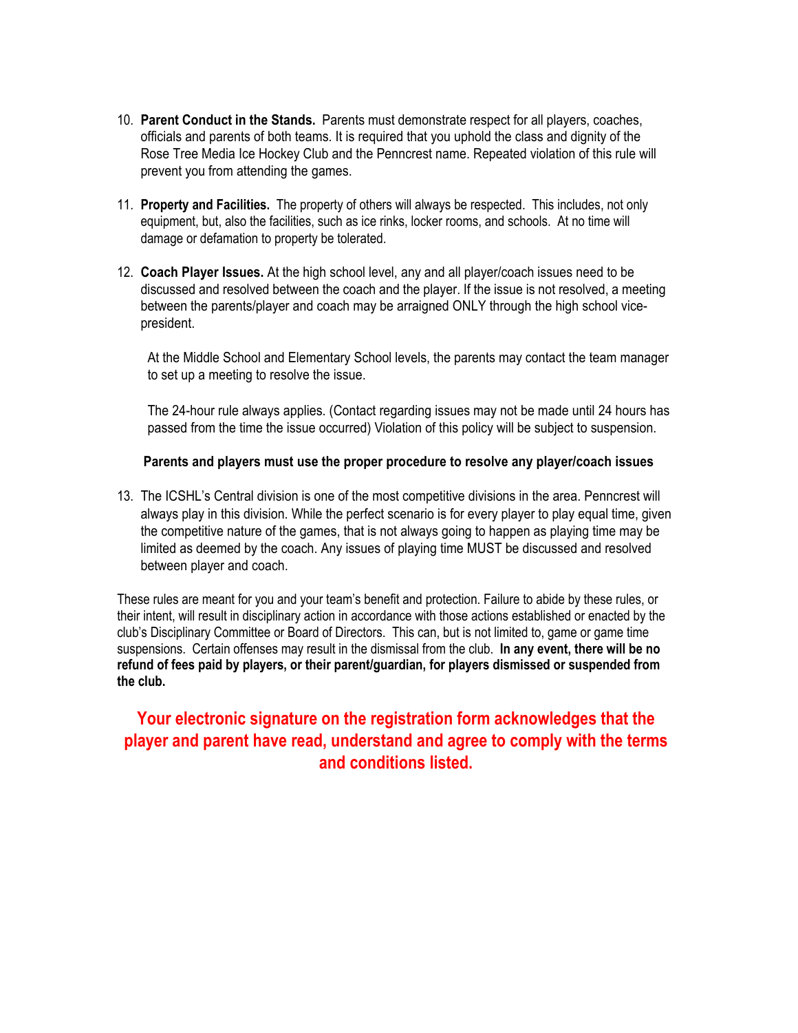10. **Parent Conduct in the Stands.** Parents must demonstrate respect for all players, coaches, officials and parents of both teams. It is required that you uphold the class and dignity of the Rose Tree Media Ice Hockey Club and the Penncrest name. Repeated violation of this rule will prevent you from attending the games.

11. **Property and Facilities.** The property of others will always be respected. This includes, not only equipment, but, also the facilities, such as ice rinks, locker rooms, and schools. At no time will damage or defamation to property be tolerated.

12. **Coach Player Issues.** At the high school level, any and all player/coach issues need to be discussed and resolved between the coach and the player. If the issue is not resolved, a meeting between the parents/player and coach may be arraigned ONLY through the high school vice-president.

    At the Middle School and Elementary School levels, the parents may contact the team manager to set up a meeting to resolve the issue.

    The 24-hour rule always applies. (Contact regarding issues may not be made until 24 hours has passed from the time the issue occurred) Violation of this policy will be subject to suspension.

    **Parents and players must use the proper procedure to resolve any player/coach issues**

13. The ICSHL's Central division is one of the most competitive divisions in the area. Penncrest will always play in this division. While the perfect scenario is for every player to play equal time, given the competitive nature of the games, that is not always going to happen as playing time may be limited as deemed by the coach. Any issues of playing time MUST be discussed and resolved between player and coach.

These rules are meant for you and your team's benefit and protection. Failure to abide by these rules, or their intent, will result in disciplinary action in accordance with those actions established or enacted by the club's Disciplinary Committee or Board of Directors. This can, but is not limited to, game or game time suspensions. Certain offenses may result in the dismissal from the club. **In any event, there will be no refund of fees paid by players, or their parent/guardian, for players dismissed or suspended from the club.**

**Your electronic signature on the registration form acknowledges that the player and parent have read, understand and agree to comply with the terms and conditions listed.**